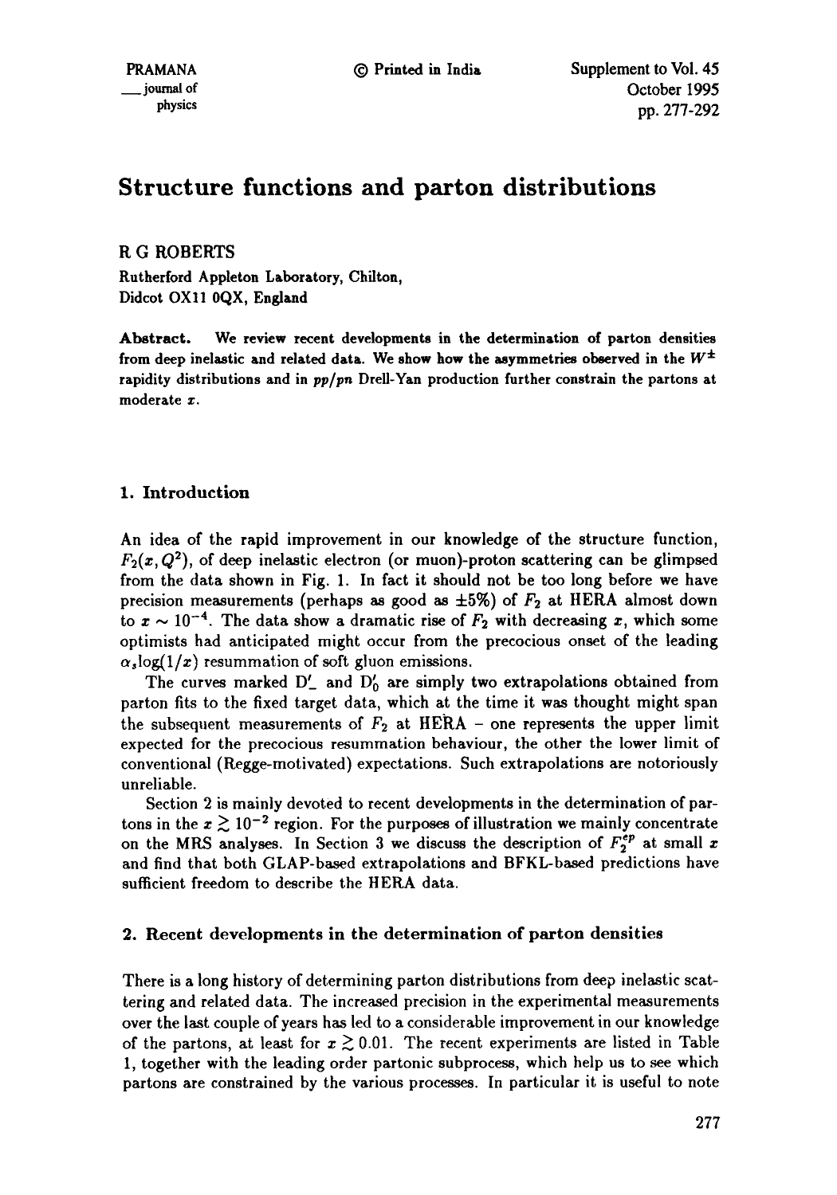# Structure functions and parton distributions

R G ROBERTS

Rutherford Appleton Laboratory, Chilton,
Didcot OX11 0QX, England

**Abstract.** We review recent developments in the determination of parton densities from deep inelastic and related data. We show how the asymmetries observed in the $W^{\pm}$ rapidity distributions and in $pp/pn$ Drell-Yan production further constrain the partons at moderate $x$.

## 1. Introduction

An idea of the rapid improvement in our knowledge of the structure function, $F_2(x, Q^2)$, of deep inelastic electron (or muon)-proton scattering can be glimpsed from the data shown in Fig. 1. In fact it should not be too long before we have precision measurements (perhaps as good as $\pm 5\%$) of $F_2$ at HERA almost down to $x \sim 10^{-4}$. The data show a dramatic rise of $F_2$ with decreasing $x$, which some optimists had anticipated might occur from the precocious onset of the leading $\alpha_s \log(1/x)$ resummation of soft gluon emissions.

The curves marked $D'_-$ and $D'_0$ are simply two extrapolations obtained from parton fits to the fixed target data, which at the time it was thought might span the subsequent measurements of $F_2$ at HERA – one represents the upper limit expected for the precocious resummation behaviour, the other the lower limit of conventional (Regge-motivated) expectations. Such extrapolations are notoriously unreliable.

Section 2 is mainly devoted to recent developments in the determination of partons in the $x \gtrsim 10^{-2}$ region. For the purposes of illustration we mainly concentrate on the MRS analyses. In Section 3 we discuss the description of $F_2^{ep}$ at small $x$ and find that both GLAP-based extrapolations and BFKL-based predictions have sufficient freedom to describe the HERA data.

## 2. Recent developments in the determination of parton densities

There is a long history of determining parton distributions from deep inelastic scattering and related data. The increased precision in the experimental measurements over the last couple of years has led to a considerable improvement in our knowledge of the partons, at least for $x \gtrsim 0.01$. The recent experiments are listed in Table 1, together with the leading order partonic subprocess, which help us to see which partons are constrained by the various processes. In particular it is useful to note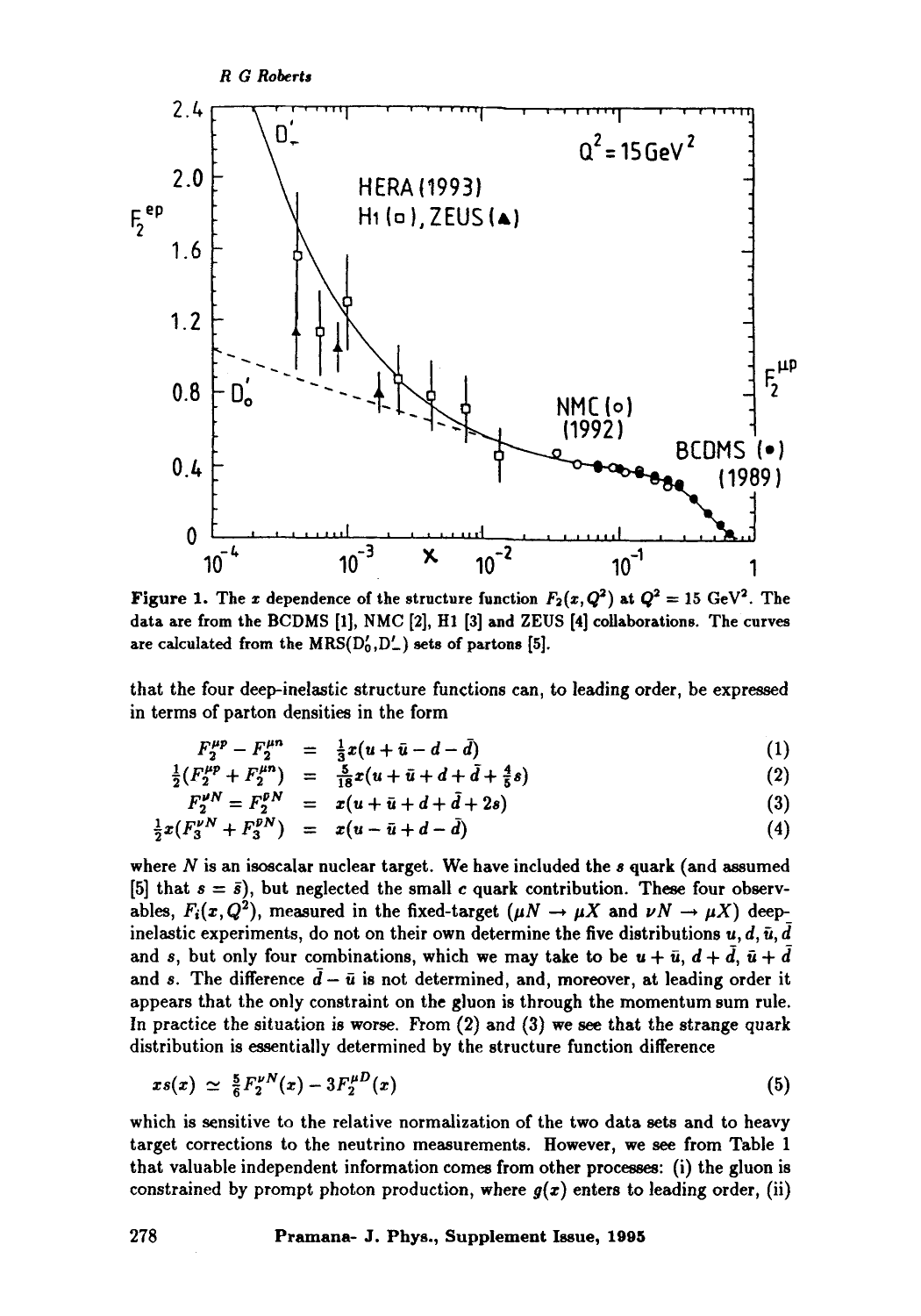Figure 1. The $x$ dependence of the structure function $F_2(x, Q^2)$ at $Q^2 = 15$ GeV$^2$. The data are from the BCDMS [1], NMC [2], H1 [3] and ZEUS [4] collaborations. The curves are calculated from the MRS($D_0'$,$D_-'$) sets of partons [5].

that the four deep-inelastic structure functions can, to leading order, be expressed in terms of parton densities in the form

$$F_2^{\mu p} - F_2^{\mu n} = \tfrac{1}{3}x(u + \bar{u} - d - \bar{d}) \tag{1}$$

$$\tfrac{1}{2}(F_2^{\mu p} + F_2^{\mu n}) = \tfrac{5}{18}x(u + \bar{u} + d + \bar{d} + \tfrac{4}{5}s) \tag{2}$$

$$F_2^{\nu N} = F_2^{\bar{\nu} N} = x(u + \bar{u} + d + \bar{d} + 2s) \tag{3}$$

$$\tfrac{1}{2}x(F_3^{\nu N} + F_3^{\bar{\nu} N}) = x(u - \bar{u} + d - \bar{d}) \tag{4}$$

where $N$ is an isoscalar nuclear target. We have included the $s$ quark (and assumed [5] that $s = \bar{s}$), but neglected the small $c$ quark contribution. These four observables, $F_i(x, Q^2)$, measured in the fixed-target ($\mu N \to \mu X$ and $\nu N \to \mu X$) deep-inelastic experiments, do not on their own determine the five distributions $u, d, \bar{u}, \bar{d}$ and $s$, but only four combinations, which we may take to be $u + \bar{u}$, $d + \bar{d}$, $\bar{u} + \bar{d}$ and $s$. The difference $\bar{d} - \bar{u}$ is not determined, and, moreover, at leading order it appears that the only constraint on the gluon is through the momentum sum rule. In practice the situation is worse. From (2) and (3) we see that the strange quark distribution is essentially determined by the structure function difference

$$xs(x) \simeq \tfrac{5}{6}F_2^{\nu N}(x) - 3F_2^{\mu D}(x) \tag{5}$$

which is sensitive to the relative normalization of the two data sets and to heavy target corrections to the neutrino measurements. However, we see from Table 1 that valuable independent information comes from other processes: (i) the gluon is constrained by prompt photon production, where $g(x)$ enters to leading order, (ii)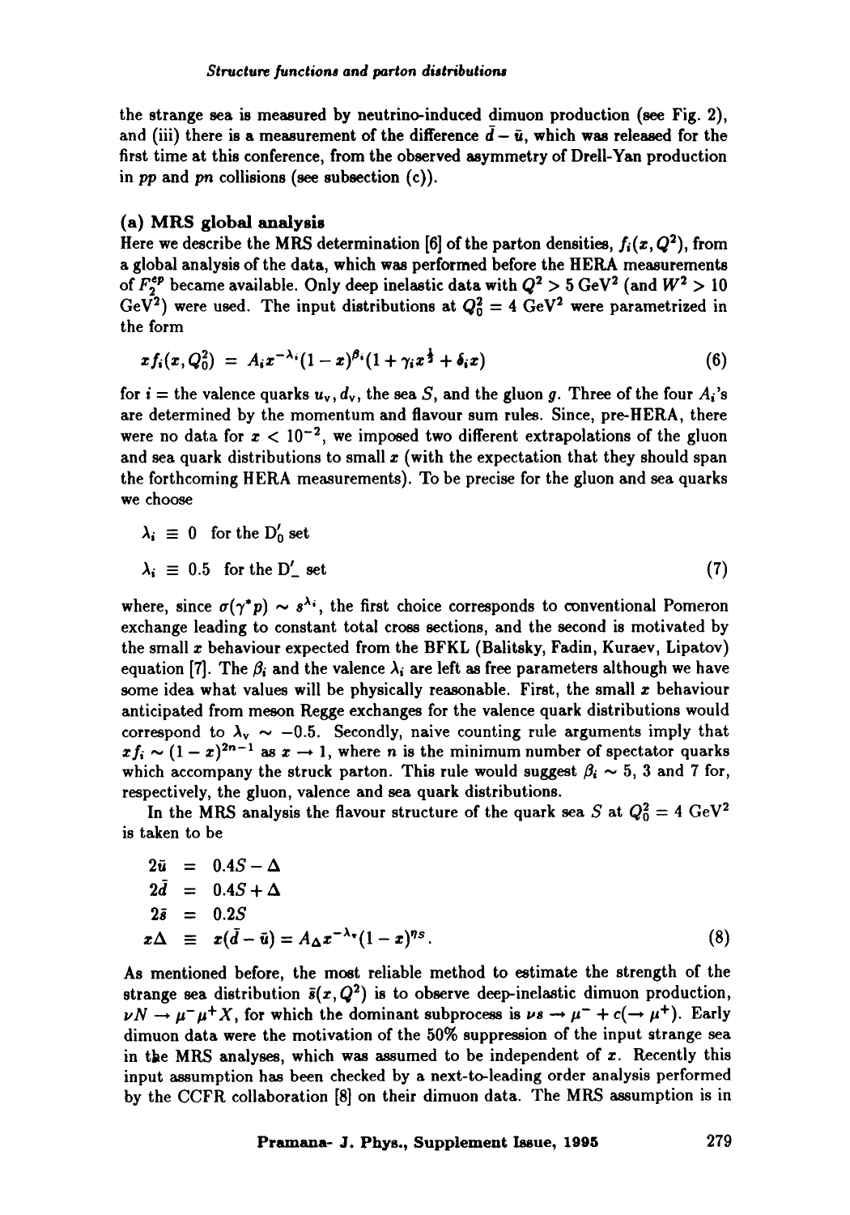the strange sea is measured by neutrino-induced dimuon production (see Fig. 2), and (iii) there is a measurement of the difference $\bar{d} - \bar{u}$, which was released for the first time at this conference, from the observed asymmetry of Drell-Yan production in $pp$ and $pn$ collisions (see subsection (c)).

### (a) MRS global analysis

Here we describe the MRS determination [6] of the parton densities, $f_i(x, Q^2)$, from a global analysis of the data, which was performed before the HERA measurements of $F_2^{ep}$ became available. Only deep inelastic data with $Q^2 > 5$ GeV$^2$ (and $W^2 > 10$ GeV$^2$) were used. The input distributions at $Q_0^2 = 4$ GeV$^2$ were parametrized in the form

$$x f_i(x, Q_0^2) \;=\; A_i x^{-\lambda_i} (1-x)^{\beta_i} (1 + \gamma_i x^{\frac{1}{2}} + \delta_i x) \tag{6}$$

for $i$ = the valence quarks $u_v, d_v$, the sea $S$, and the gluon $g$. Three of the four $A_i$'s are determined by the momentum and flavour sum rules. Since, pre-HERA, there were no data for $x < 10^{-2}$, we imposed two different extrapolations of the gluon and sea quark distributions to small $x$ (with the expectation that they should span the forthcoming HERA measurements). To be precise for the gluon and sea quarks we choose

$$\begin{aligned} \lambda_i &\equiv 0 \quad \text{for the } \mathrm{D}_0' \text{ set} \\ \lambda_i &\equiv 0.5 \quad \text{for the } \mathrm{D}_-' \text{ set} \end{aligned} \tag{7}$$

where, since $\sigma(\gamma^* p) \sim s^{\lambda_i}$, the first choice corresponds to conventional Pomeron exchange leading to constant total cross sections, and the second is motivated by the small $x$ behaviour expected from the BFKL (Balitsky, Fadin, Kuraev, Lipatov) equation [7]. The $\beta_i$ and the valence $\lambda_i$ are left as free parameters although we have some idea what values will be physically reasonable. First, the small $x$ behaviour anticipated from meson Regge exchanges for the valence quark distributions would correspond to $\lambda_v \sim -0.5$. Secondly, naive counting rule arguments imply that $x f_i \sim (1-x)^{2n-1}$ as $x \to 1$, where $n$ is the minimum number of spectator quarks which accompany the struck parton. This rule would suggest $\beta_i \sim 5$, 3 and 7 for, respectively, the gluon, valence and sea quark distributions.

In the MRS analysis the flavour structure of the quark sea $S$ at $Q_0^2 = 4$ GeV$^2$ is taken to be

$$\begin{aligned} 2\bar{u} &= 0.4S - \Delta \\ 2\bar{d} &= 0.4S + \Delta \\ 2\bar{s} &= 0.2S \\ x\Delta &\equiv x(\bar{d} - \bar{u}) = A_\Delta x^{-\lambda_v} (1-x)^{\eta_S}. \end{aligned} \tag{8}$$

As mentioned before, the most reliable method to estimate the strength of the strange sea distribution $\bar{s}(x, Q^2)$ is to observe deep-inelastic dimuon production, $\nu N \to \mu^- \mu^+ X$, for which the dominant subprocess is $\nu s \to \mu^- + c(\to \mu^+)$. Early dimuon data were the motivation of the 50% suppression of the input strange sea in the MRS analyses, which was assumed to be independent of $x$. Recently this input assumption has been checked by a next-to-leading order analysis performed by the CCFR collaboration [8] on their dimuon data. The MRS assumption is in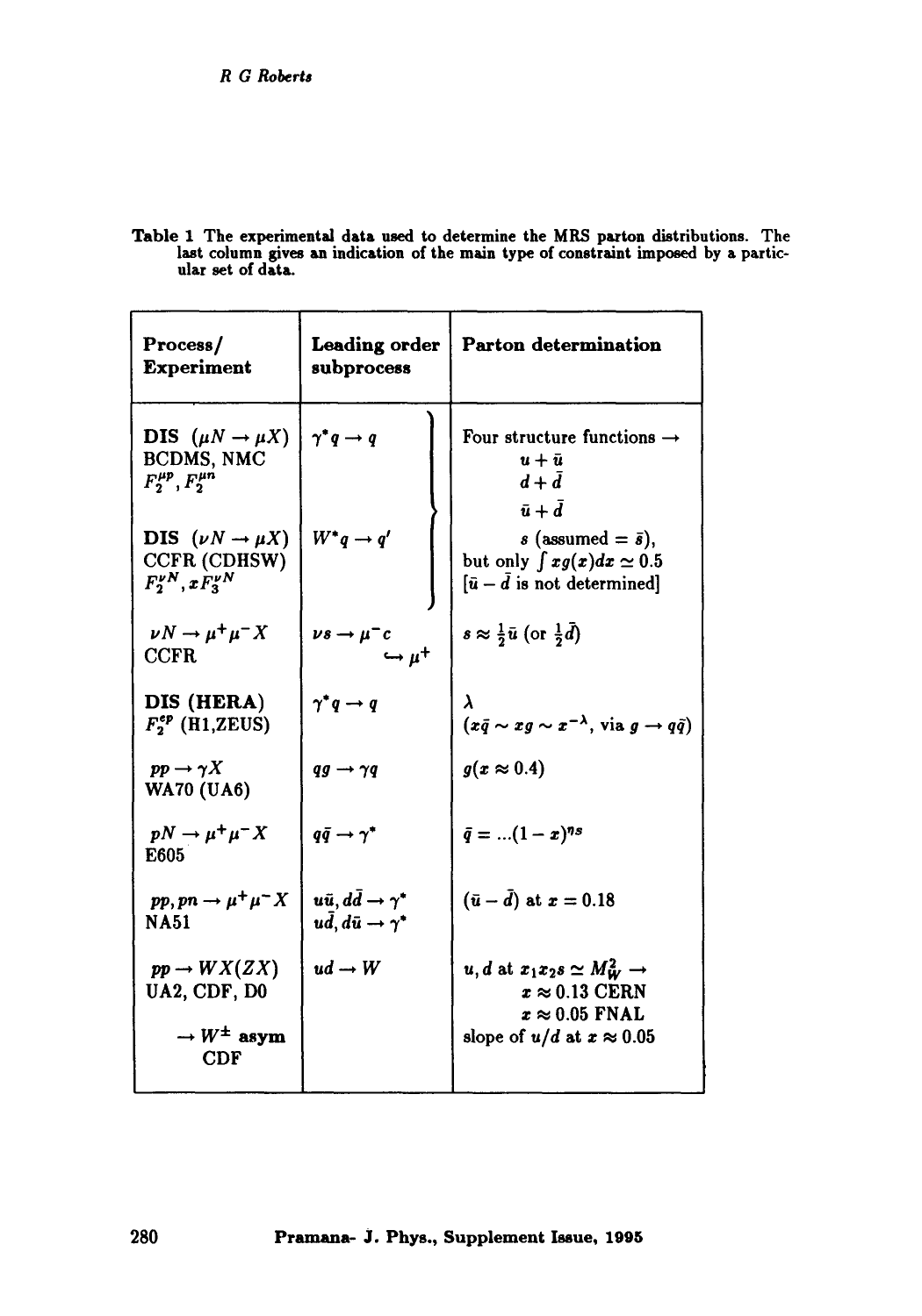**Table 1** The experimental data used to determine the MRS parton distributions. The last column gives an indication of the main type of constraint imposed by a particular set of data.

| Process/ Experiment | Leading order subprocess | Parton determination |
|---|---|---|
| DIS ($\mu N \to \mu X$) BCDMS, NMC $F_2^{\mu p}, F_2^{\mu n}$ | $\gamma^* q \to q$ | Four structure functions $\to$ $u + \bar{u}$, $d + \bar{d}$, $\bar{u} + \bar{d}$, $s$ (assumed $= \bar{s}$), but only $\int xg(x)dx \simeq 0.5$ [$\bar{u} - \bar{d}$ is not determined] |
| DIS ($\nu N \to \mu X$) CCFR (CDHSW) $F_2^{\nu N}, xF_3^{\nu N}$ | $W^* q \to q'$ | (as above) |
| $\nu N \to \mu^+ \mu^- X$ CCFR | $\nu s \to \mu^- c$, $c \hookrightarrow \mu^+$ | $s \approx \frac{1}{2}\bar{u}$ (or $\frac{1}{2}\bar{d}$) |
| DIS (HERA) $F_2^{ep}$ (H1,ZEUS) | $\gamma^* q \to q$ | $\lambda$ ($x\bar{q} \sim xg \sim x^{-\lambda}$, via $g \to q\bar{q}$) |
| $pp \to \gamma X$ WA70 (UA6) | $qg \to \gamma q$ | $g(x \approx 0.4)$ |
| $pN \to \mu^+ \mu^- X$ E605 | $q\bar{q} \to \gamma^*$ | $\bar{q} = ...(1-x)^{\eta_S}$ |
| $pp, pn \to \mu^+ \mu^- X$ NA51 | $u\bar{u}, d\bar{d} \to \gamma^*$; $u\bar{d}, d\bar{u} \to \gamma^*$ | $(\bar{u} - \bar{d})$ at $x = 0.18$ |
| $pp \to WX(ZX)$ UA2, CDF, D0 | $ud \to W$ | $u, d$ at $x_1 x_2 s \simeq M_W^2 \to$ $x \approx 0.13$ CERN, $x \approx 0.05$ FNAL |
| $\to W^\pm$ asym CDF | | slope of $u/d$ at $x \approx 0.05$ |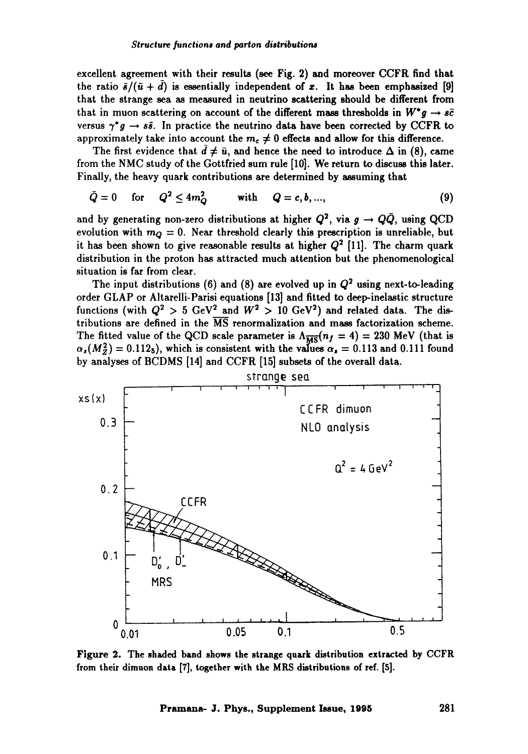excellent agreement with their results (see Fig. 2) and moreover CCFR find that the ratio $\bar{s}/(\bar{u}+\bar{d})$ is essentially independent of $x$. It has been emphasized [9] that the strange sea as measured in neutrino scattering should be different from that in muon scattering on account of the different mass thresholds in $W^*g \to s\bar{c}$ versus $\gamma^*g \to s\bar{s}$. In practice the neutrino data have been corrected by CCFR to approximately take into account the $m_c \neq 0$ effects and allow for this difference.

The first evidence that $\bar{d} \neq \bar{u}$, and hence the need to introduce $\Delta$ in (8), came from the NMC study of the Gottfried sum rule [10]. We return to discuss this later. Finally, the heavy quark contributions are determined by assuming that

$$\bar{Q} = 0 \quad \text{for} \quad Q^2 \leq 4m_Q^2 \qquad \text{with} \quad Q = c, b, ..., \tag{9}$$

and by generating non-zero distributions at higher $Q^2$, via $g \to Q\bar{Q}$, using QCD evolution with $m_Q = 0$. Near threshold clearly this prescription is unreliable, but it has been shown to give reasonable results at higher $Q^2$ [11]. The charm quark distribution in the proton has attracted much attention but the phenomenological situation is far from clear.

The input distributions (6) and (8) are evolved up in $Q^2$ using next-to-leading order GLAP or Altarelli-Parisi equations [13] and fitted to deep-inelastic structure functions (with $Q^2 > 5$ GeV$^2$ and $W^2 > 10$ GeV$^2$) and related data. The distributions are defined in the $\overline{\text{MS}}$ renormalization and mass factorization scheme. The fitted value of the QCD scale parameter is $\Lambda_{\overline{\text{MS}}}(n_f = 4) = 230$ MeV (that is $\alpha_s(M_Z^2) = 0.112_5$), which is consistent with the values $\alpha_s = 0.113$ and $0.111$ found by analyses of BCDMS [14] and CCFR [15] subsets of the overall data.

**Figure 2.** The shaded band shows the strange quark distribution extracted by CCFR from their dimuon data [7], together with the MRS distributions of ref. [5].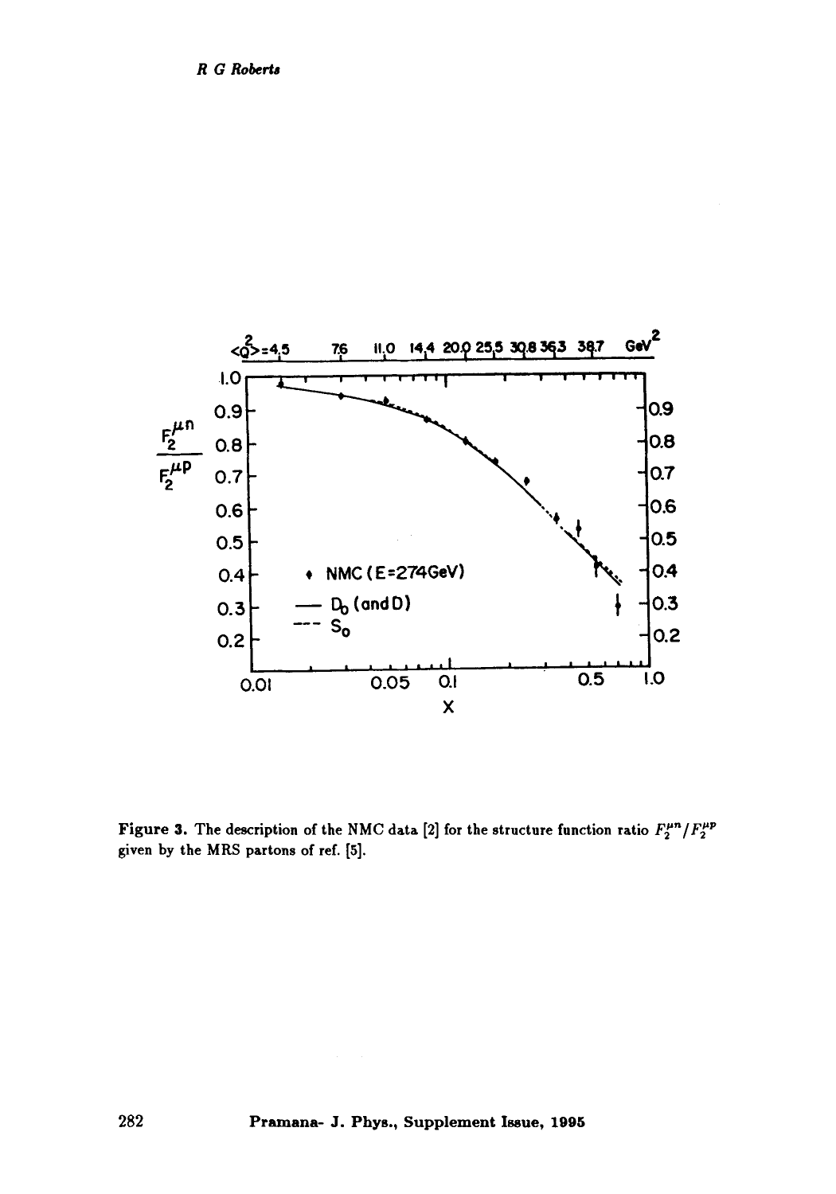Figure 3. The description of the NMC data [2] for the structure function ratio $F_2^{\mu n}/F_2^{\mu p}$ given by the MRS partons of ref. [5].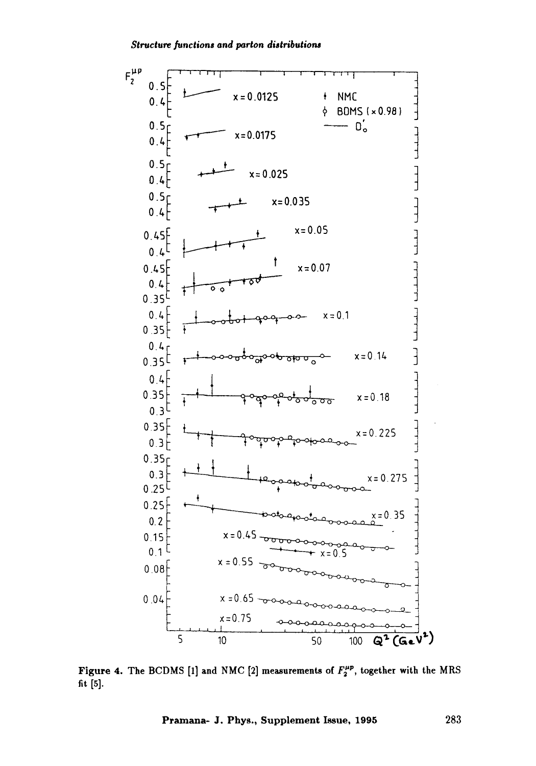Figure 4. The BCDMS [1] and NMC [2] measurements of $F_2^{\mu p}$, together with the MRS fit [5].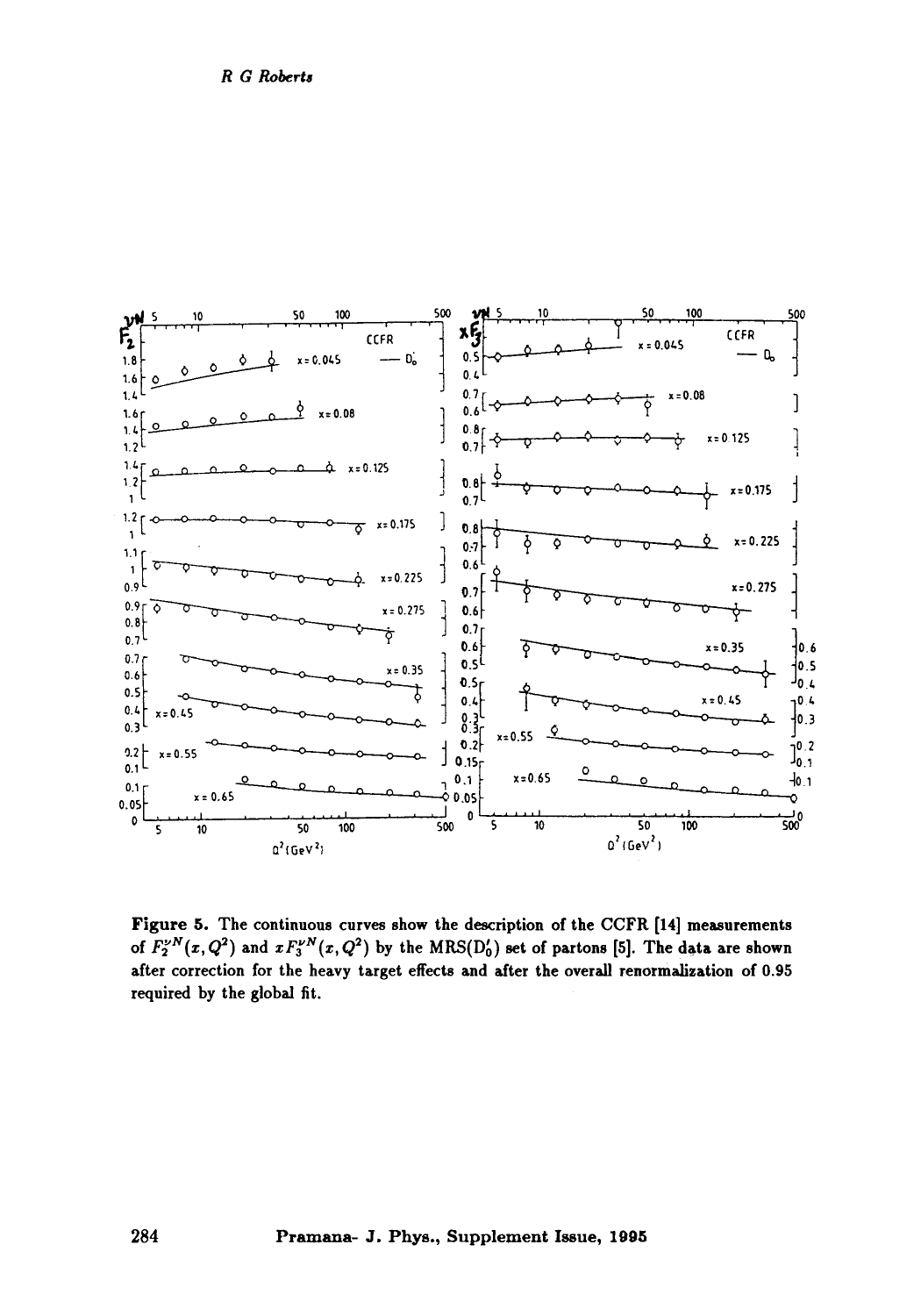**Figure 5.** The continuous curves show the description of the CCFR [14] measurements of $F_2^{\nu N}(x, Q^2)$ and $xF_3^{\nu N}(x, Q^2)$ by the MRS($D_0'$) set of partons [5]. The data are shown after correction for the heavy target effects and after the overall renormalization of 0.95 required by the global fit.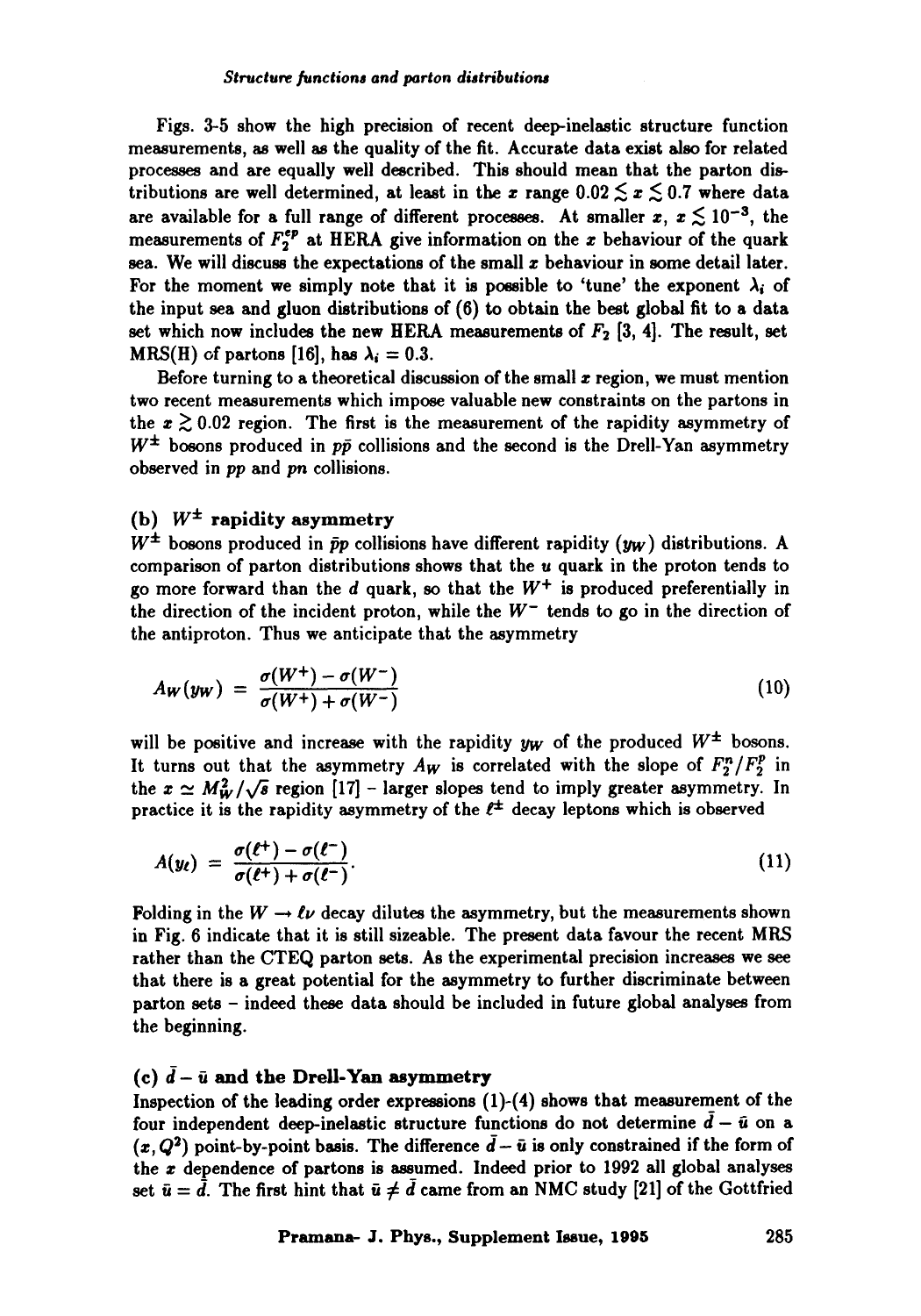Figs. 3-5 show the high precision of recent deep-inelastic structure function measurements, as well as the quality of the fit. Accurate data exist also for related processes and are equally well described. This should mean that the parton distributions are well determined, at least in the $x$ range $0.02 \lesssim x \lesssim 0.7$ where data are available for a full range of different processes. At smaller $x$, $x \lesssim 10^{-3}$, the measurements of $F_2^{ep}$ at HERA give information on the $x$ behaviour of the quark sea. We will discuss the expectations of the small $x$ behaviour in some detail later. For the moment we simply note that it is possible to 'tune' the exponent $\lambda_i$ of the input sea and gluon distributions of (6) to obtain the best global fit to a data set which now includes the new HERA measurements of $F_2$ [3, 4]. The result, set MRS(H) of partons [16], has $\lambda_i = 0.3$.

Before turning to a theoretical discussion of the small $x$ region, we must mention two recent measurements which impose valuable new constraints on the partons in the $x \gtrsim 0.02$ region. The first is the measurement of the rapidity asymmetry of $W^\pm$ bosons produced in $p\bar{p}$ collisions and the second is the Drell-Yan asymmetry observed in $pp$ and $pn$ collisions.

### (b) $W^\pm$ rapidity asymmetry

$W^\pm$ bosons produced in $\bar{p}p$ collisions have different rapidity ($y_W$) distributions. A comparison of parton distributions shows that the $u$ quark in the proton tends to go more forward than the $d$ quark, so that the $W^+$ is produced preferentially in the direction of the incident proton, while the $W^-$ tends to go in the direction of the antiproton. Thus we anticipate that the asymmetry

$$A_W(y_W) = \frac{\sigma(W^+) - \sigma(W^-)}{\sigma(W^+) + \sigma(W^-)} \tag{10}$$

will be positive and increase with the rapidity $y_W$ of the produced $W^\pm$ bosons. It turns out that the asymmetry $A_W$ is correlated with the slope of $F_2^n/F_2^p$ in the $x \simeq M_W^2/\sqrt{s}$ region [17] – larger slopes tend to imply greater asymmetry. In practice it is the rapidity asymmetry of the $\ell^\pm$ decay leptons which is observed

$$A(y_\ell) = \frac{\sigma(\ell^+) - \sigma(\ell^-)}{\sigma(\ell^+) + \sigma(\ell^-)}. \tag{11}$$

Folding in the $W \to \ell\nu$ decay dilutes the asymmetry, but the measurements shown in Fig. 6 indicate that it is still sizeable. The present data favour the recent MRS rather than the CTEQ parton sets. As the experimental precision increases we see that there is a great potential for the asymmetry to further discriminate between parton sets – indeed these data should be included in future global analyses from the beginning.

### (c) $\bar{d} - \bar{u}$ and the Drell-Yan asymmetry

Inspection of the leading order expressions (1)-(4) shows that measurement of the four independent deep-inelastic structure functions do not determine $\bar{d} - \bar{u}$ on a $(x, Q^2)$ point-by-point basis. The difference $\bar{d} - \bar{u}$ is only constrained if the form of the $x$ dependence of partons is assumed. Indeed prior to 1992 all global analyses set $\bar{u} = \bar{d}$. The first hint that $\bar{u} \neq \bar{d}$ came from an NMC study [21] of the Gottfried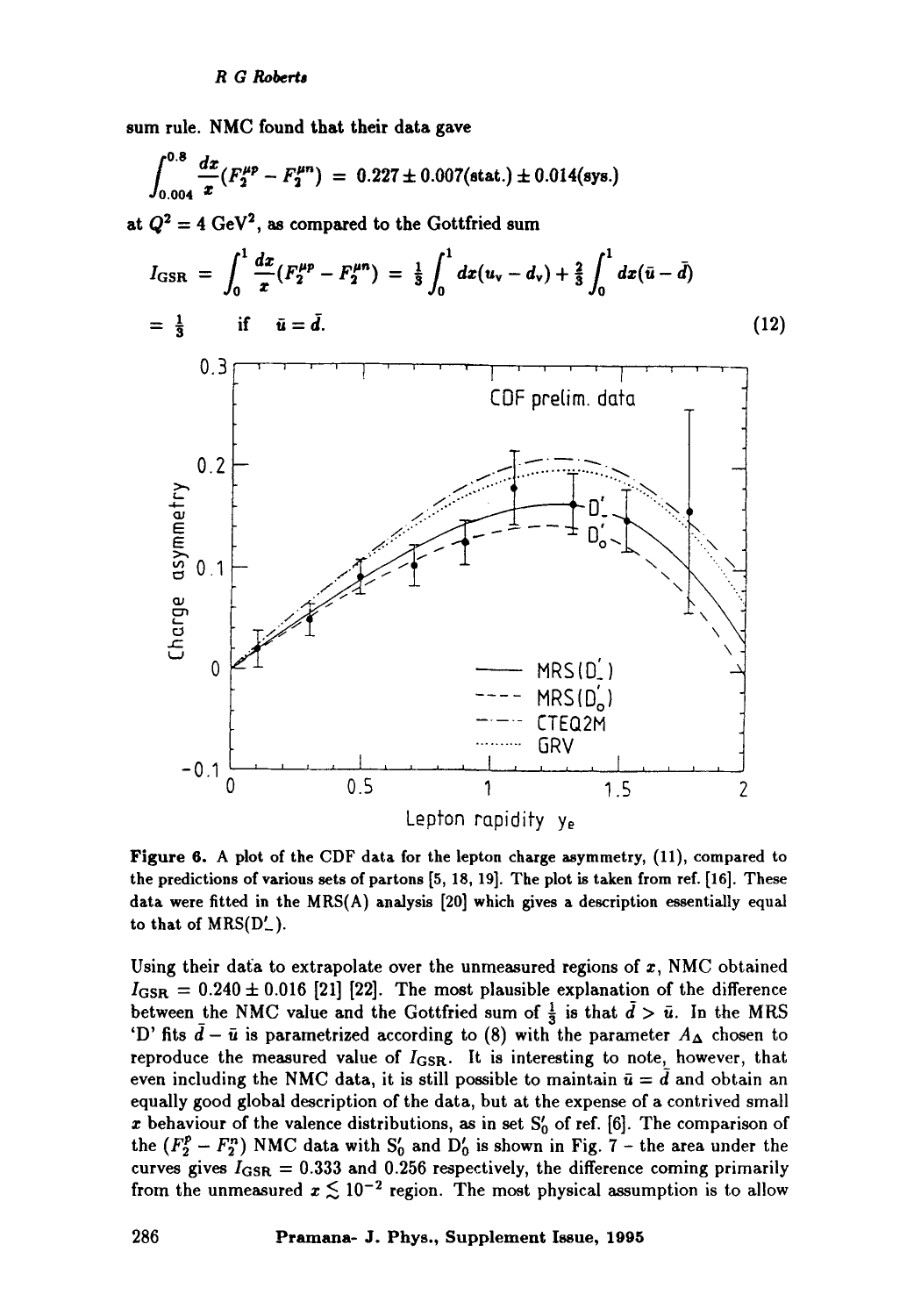sum rule. NMC found that their data gave

$$\int_{0.004}^{0.8} \frac{dx}{x}(F_2^{\mu p} - F_2^{\mu n}) = 0.227 \pm 0.007(\text{stat.}) \pm 0.014(\text{sys.})$$

at $Q^2 = 4$ GeV$^2$, as compared to the Gottfried sum

$$I_{\rm GSR} = \int_0^1 \frac{dx}{x}(F_2^{\mu p} - F_2^{\mu n}) = \tfrac{1}{3}\int_0^1 dx(u_v - d_v) + \tfrac{2}{3}\int_0^1 dx(\bar{u} - \bar{d})$$

$$= \tfrac{1}{3} \quad \text{if} \quad \bar{u} = \bar{d}. \tag{12}$$

**Figure 6.** A plot of the CDF data for the lepton charge asymmetry, (11), compared to the predictions of various sets of partons [5, 18, 19]. The plot is taken from ref. [16]. These data were fitted in the MRS(A) analysis [20] which gives a description essentially equal to that of MRS($D'_-$).

Using their data to extrapolate over the unmeasured regions of $x$, NMC obtained $I_{\rm GSR} = 0.240 \pm 0.016$ [21] [22]. The most plausible explanation of the difference between the NMC value and the Gottfried sum of $\frac{1}{3}$ is that $\bar{d} > \bar{u}$. In the MRS 'D' fits $\bar{d} - \bar{u}$ is parametrized according to (8) with the parameter $A_\Delta$ chosen to reproduce the measured value of $I_{\rm GSR}$. It is interesting to note, however, that even including the NMC data, it is still possible to maintain $\bar{u} = \bar{d}$ and obtain an equally good global description of the data, but at the expense of a contrived small $x$ behaviour of the valence distributions, as in set $S'_0$ of ref. [6]. The comparison of the $(F_2^p - F_2^n)$ NMC data with $S'_0$ and $D'_0$ is shown in Fig. 7 – the area under the curves gives $I_{\rm GSR} = 0.333$ and $0.256$ respectively, the difference coming primarily from the unmeasured $x \lesssim 10^{-2}$ region. The most physical assumption is to allow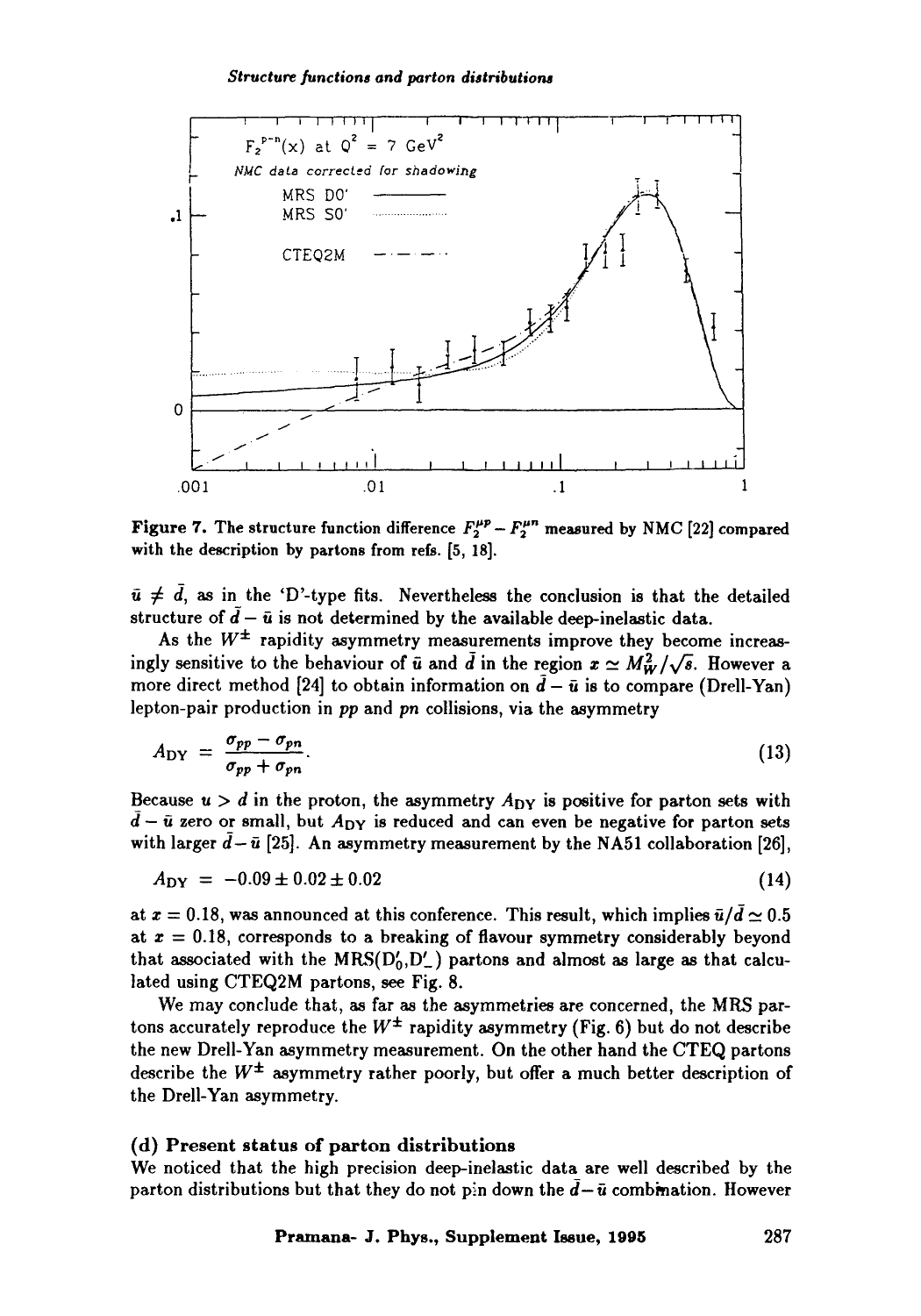Figure 7. The structure function difference $F_2^{\mu p} - F_2^{\mu n}$ measured by NMC [22] compared with the description by partons from refs. [5, 18].

$\bar{u} \neq \bar{d}$, as in the 'D'-type fits. Nevertheless the conclusion is that the detailed structure of $\bar{d} - \bar{u}$ is not determined by the available deep-inelastic data.

As the $W^{\pm}$ rapidity asymmetry measurements improve they become increasingly sensitive to the behaviour of $\bar{u}$ and $\bar{d}$ in the region $x \simeq M_W^2/\sqrt{s}$. However a more direct method [24] to obtain information on $\bar{d} - \bar{u}$ is to compare (Drell-Yan) lepton-pair production in $pp$ and $pn$ collisions, via the asymmetry

$$A_{\rm DY} = \frac{\sigma_{pp} - \sigma_{pn}}{\sigma_{pp} + \sigma_{pn}}. \tag{13}$$

Because $u > d$ in the proton, the asymmetry $A_{\rm DY}$ is positive for parton sets with $\bar{d} - \bar{u}$ zero or small, but $A_{\rm DY}$ is reduced and can even be negative for parton sets with larger $\bar{d} - \bar{u}$ [25]. An asymmetry measurement by the NA51 collaboration [26],

$$A_{\rm DY} = -0.09 \pm 0.02 \pm 0.02 \tag{14}$$

at $x = 0.18$, was announced at this conference. This result, which implies $\bar{u}/\bar{d} \simeq 0.5$ at $x = 0.18$, corresponds to a breaking of flavour symmetry considerably beyond that associated with the MRS($\mathrm{D}_0'$,$\mathrm{D}_-'$) partons and almost as large as that calculated using CTEQ2M partons, see Fig. 8.

We may conclude that, as far as the asymmetries are concerned, the MRS partons accurately reproduce the $W^{\pm}$ rapidity asymmetry (Fig. 6) but do not describe the new Drell-Yan asymmetry measurement. On the other hand the CTEQ partons describe the $W^{\pm}$ asymmetry rather poorly, but offer a much better description of the Drell-Yan asymmetry.

### (d) Present status of parton distributions

We noticed that the high precision deep-inelastic data are well described by the parton distributions but that they do not pin down the $\bar{d} - \bar{u}$ combination. However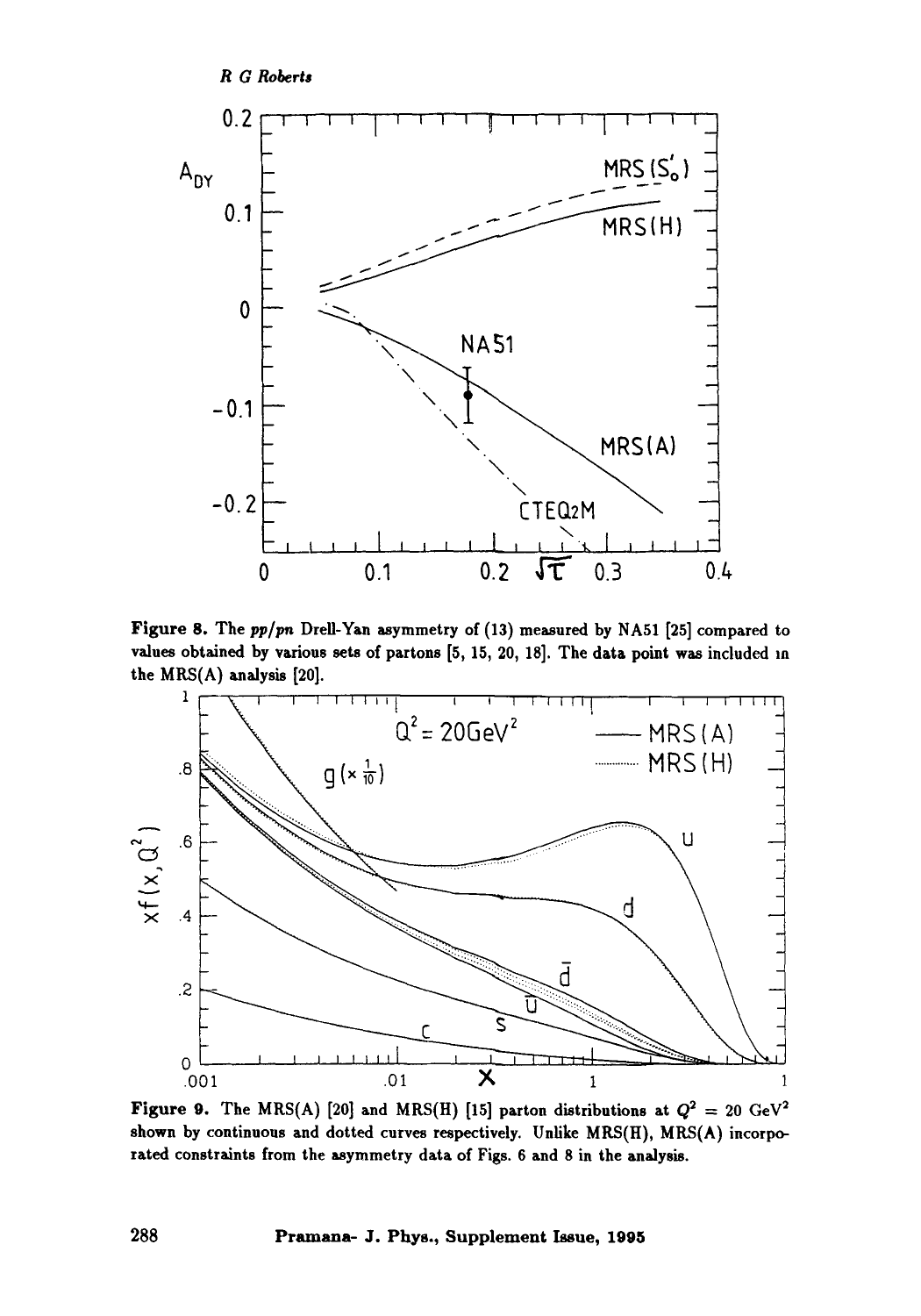**Figure 8.** The $pp/pn$ Drell-Yan asymmetry of (13) measured by NA51 [25] compared to values obtained by various sets of partons [5, 15, 20, 18]. The data point was included in the MRS(A) analysis [20].

**Figure 9.** The MRS(A) [20] and MRS(H) [15] parton distributions at $Q^2 = 20$ GeV$^2$ shown by continuous and dotted curves respectively. Unlike MRS(H), MRS(A) incorporated constraints from the asymmetry data of Figs. 6 and 8 in the analysis.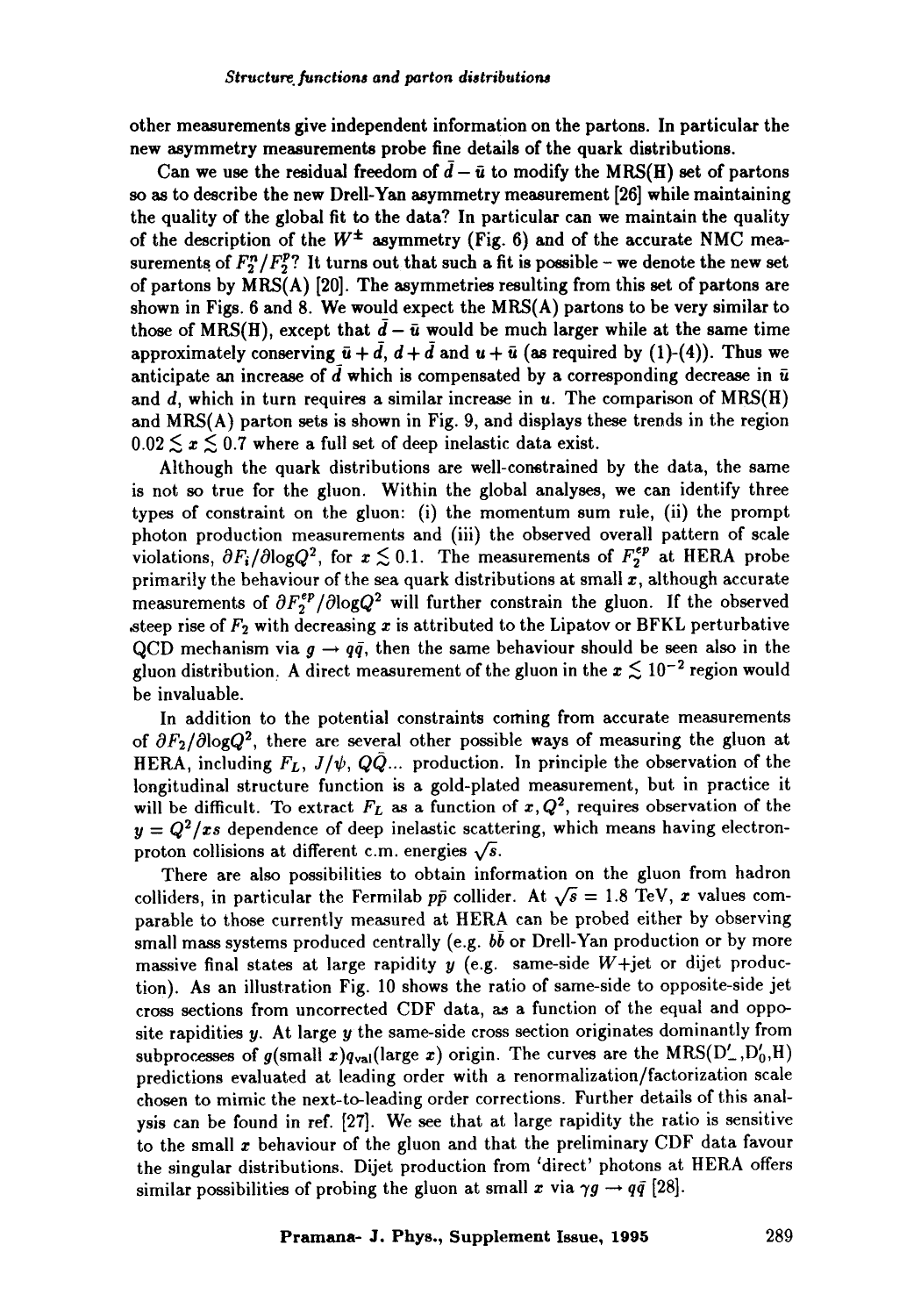other measurements give independent information on the partons. In particular the new asymmetry measurements probe fine details of the quark distributions.

Can we use the residual freedom of $\bar{d}-\bar{u}$ to modify the MRS(H) set of partons so as to describe the new Drell-Yan asymmetry measurement [26] while maintaining the quality of the global fit to the data? In particular can we maintain the quality of the description of the $W^{\pm}$ asymmetry (Fig. 6) and of the accurate NMC measurements of $F_2^n/F_2^p$? It turns out that such a fit is possible – we denote the new set of partons by MRS(A) [20]. The asymmetries resulting from this set of partons are shown in Figs. 6 and 8. We would expect the MRS(A) partons to be very similar to those of MRS(H), except that $\bar{d}-\bar{u}$ would be much larger while at the same time approximately conserving $\bar{u}+\bar{d}$, $d+\bar{d}$ and $u+\bar{u}$ (as required by (1)-(4)). Thus we anticipate an increase of $\bar{d}$ which is compensated by a corresponding decrease in $\bar{u}$ and $d$, which in turn requires a similar increase in $u$. The comparison of MRS(H) and MRS(A) parton sets is shown in Fig. 9, and displays these trends in the region $0.02 \lesssim x \lesssim 0.7$ where a full set of deep inelastic data exist.

Although the quark distributions are well-constrained by the data, the same is not so true for the gluon. Within the global analyses, we can identify three types of constraint on the gluon: (i) the momentum sum rule, (ii) the prompt photon production measurements and (iii) the observed overall pattern of scale violations, $\partial F_i/\partial \log Q^2$, for $x \lesssim 0.1$. The measurements of $F_2^{ep}$ at HERA probe primarily the behaviour of the sea quark distributions at small $x$, although accurate measurements of $\partial F_2^{ep}/\partial \log Q^2$ will further constrain the gluon. If the observed steep rise of $F_2$ with decreasing $x$ is attributed to the Lipatov or BFKL perturbative QCD mechanism via $g \rightarrow q\bar{q}$, then the same behaviour should be seen also in the gluon distribution. A direct measurement of the gluon in the $x \lesssim 10^{-2}$ region would be invaluable.

In addition to the potential constraints coming from accurate measurements of $\partial F_2/\partial \log Q^2$, there are several other possible ways of measuring the gluon at HERA, including $F_L$, $J/\psi$, $Q\bar{Q}$... production. In principle the observation of the longitudinal structure function is a gold-plated measurement, but in practice it will be difficult. To extract $F_L$ as a function of $x, Q^2$, requires observation of the $y = Q^2/xs$ dependence of deep inelastic scattering, which means having electron-proton collisions at different c.m. energies $\sqrt{s}$.

There are also possibilities to obtain information on the gluon from hadron colliders, in particular the Fermilab $p\bar{p}$ collider. At $\sqrt{s} = 1.8$ TeV, $x$ values comparable to those currently measured at HERA can be probed either by observing small mass systems produced centrally (e.g. $b\bar{b}$ or Drell-Yan production or by more massive final states at large rapidity $y$ (e.g. same-side $W$+jet or dijet production). As an illustration Fig. 10 shows the ratio of same-side to opposite-side jet cross sections from uncorrected CDF data, as a function of the equal and opposite rapidities $y$. At large $y$ the same-side cross section originates dominantly from subprocesses of $g(\text{small } x)q_{\text{val}}(\text{large } x)$ origin. The curves are the MRS($\text{D}'_-$,$\text{D}'_0$,H) predictions evaluated at leading order with a renormalization/factorization scale chosen to mimic the next-to-leading order corrections. Further details of this analysis can be found in ref. [27]. We see that at large rapidity the ratio is sensitive to the small $x$ behaviour of the gluon and that the preliminary CDF data favour the singular distributions. Dijet production from 'direct' photons at HERA offers similar possibilities of probing the gluon at small $x$ via $\gamma g \rightarrow q\bar{q}$ [28].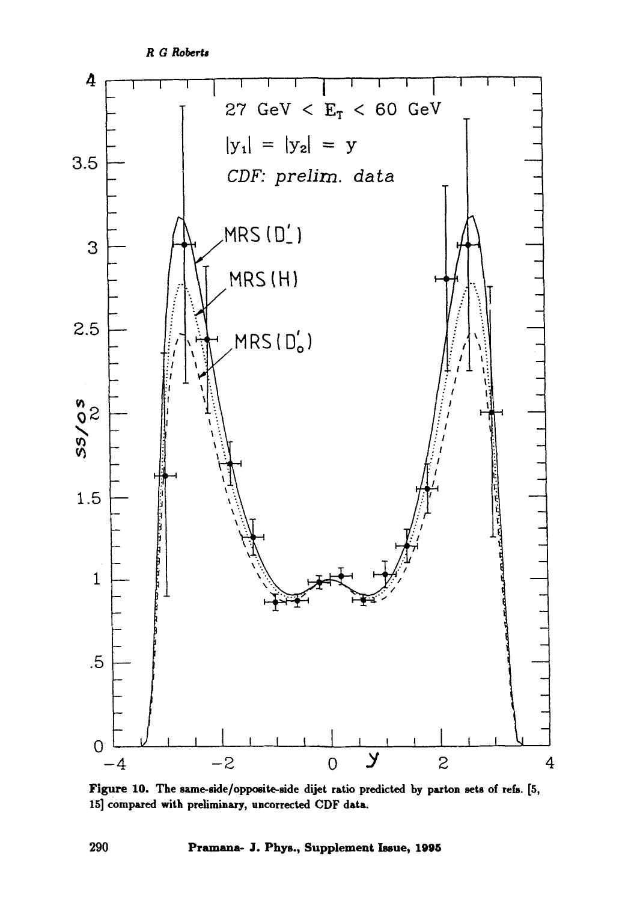Figure 10. The same-side/opposite-side dijet ratio predicted by parton sets of refs. [5, 15] compared with preliminary, uncorrected CDF data.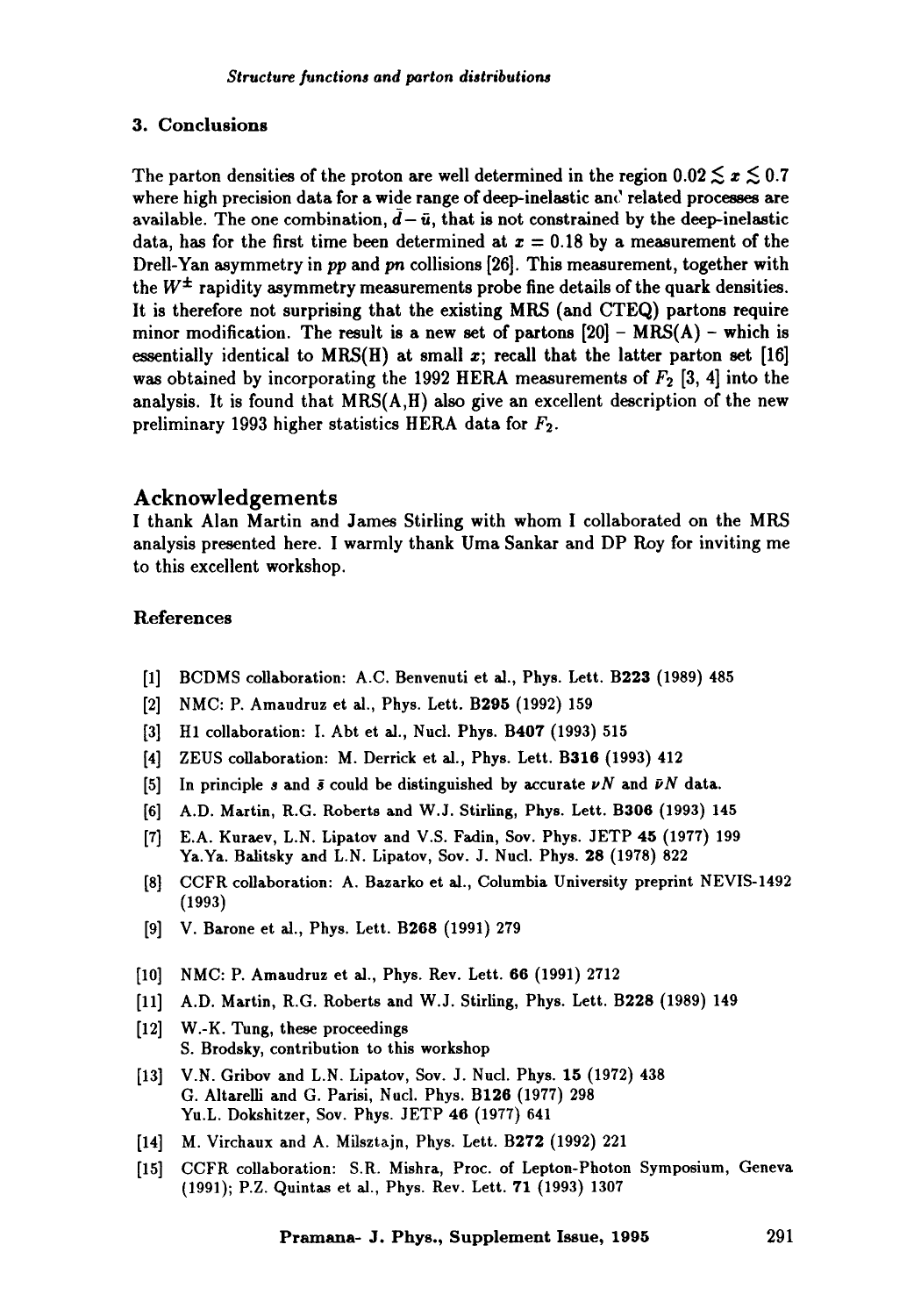### 3. Conclusions

The parton densities of the proton are well determined in the region $0.02 \lesssim x \lesssim 0.7$ where high precision data for a wide range of deep-inelastic and related processes are available. The one combination, $\bar{d} - \bar{u}$, that is not constrained by the deep-inelastic data, has for the first time been determined at $x = 0.18$ by a measurement of the Drell-Yan asymmetry in $pp$ and $pn$ collisions [26]. This measurement, together with the $W^{\pm}$ rapidity asymmetry measurements probe fine details of the quark densities. It is therefore not surprising that the existing MRS (and CTEQ) partons require minor modification. The result is a new set of partons [20] – MRS(A) – which is essentially identical to MRS(H) at small $x$; recall that the latter parton set [16] was obtained by incorporating the 1992 HERA measurements of $F_2$ [3, 4] into the analysis. It is found that MRS(A,H) also give an excellent description of the new preliminary 1993 higher statistics HERA data for $F_2$.

## Acknowledgements

I thank Alan Martin and James Stirling with whom I collaborated on the MRS analysis presented here. I warmly thank Uma Sankar and DP Roy for inviting me to this excellent workshop.

### References

[1] BCDMS collaboration: A.C. Benvenuti et al., Phys. Lett. **B223** (1989) 485

[2] NMC: P. Amaudruz et al., Phys. Lett. **B295** (1992) 159

[3] H1 collaboration: I. Abt et al., Nucl. Phys. **B407** (1993) 515

[4] ZEUS collaboration: M. Derrick et al., Phys. Lett. **B316** (1993) 412

[5] In principle $s$ and $\bar{s}$ could be distinguished by accurate $\nu N$ and $\bar{\nu} N$ data.

[6] A.D. Martin, R.G. Roberts and W.J. Stirling, Phys. Lett. **B306** (1993) 145

[7] E.A. Kuraev, L.N. Lipatov and V.S. Fadin, Sov. Phys. JETP **45** (1977) 199
Ya.Ya. Balitsky and L.N. Lipatov, Sov. J. Nucl. Phys. **28** (1978) 822

[8] CCFR collaboration: A. Bazarko et al., Columbia University preprint NEVIS-1492 (1993)

[9] V. Barone et al., Phys. Lett. B268 (1991) 279

[10] NMC: P. Amaudruz et al., Phys. Rev. Lett. **66** (1991) 2712

[11] A.D. Martin, R.G. Roberts and W.J. Stirling, Phys. Lett. **B228** (1989) 149

[12] W.-K. Tung, these proceedings
S. Brodsky, contribution to this workshop

[13] V.N. Gribov and L.N. Lipatov, Sov. J. Nucl. Phys. **15** (1972) 438
G. Altarelli and G. Parisi, Nucl. Phys. **B126** (1977) 298
Yu.L. Dokshitzer, Sov. Phys. JETP **46** (1977) 641

[14] M. Virchaux and A. Milsztajn, Phys. Lett. B272 (1992) 221

[15] CCFR collaboration: S.R. Mishra, Proc. of Lepton-Photon Symposium, Geneva (1991); P.Z. Quintas et al., Phys. Rev. Lett. **71** (1993) 1307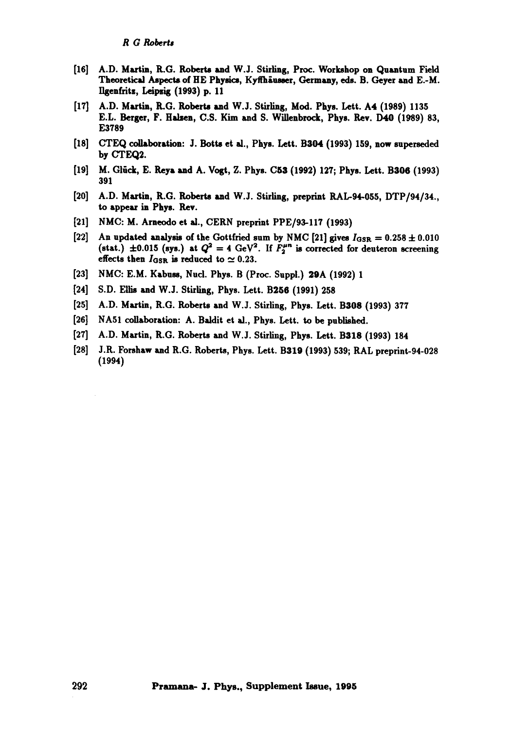[16] A.D. Martin, R.G. Roberts and W.J. Stirling, Proc. Workshop on Quantum Field Theoretical Aspects of HE Physics, Kyffhäusser, Germany, eds. B. Geyer and E.-M. Ilgenfritz, Leipzig (1993) p. 11

[17] A.D. Martin, R.G. Roberts and W.J. Stirling, Mod. Phys. Lett. **A4** (1989) 1135
E.L. Berger, F. Halzen, C.S. Kim and S. Willenbrock, Phys. Rev. **D40** (1989) 83, E3789

[18] CTEQ collaboration: J. Botts et al., Phys. Lett. **B304** (1993) 159, now superseded by CTEQ2.

[19] M. Glück, E. Reya and A. Vogt, Z. Phys. **C53** (1992) 127; Phys. Lett. **B306** (1993) 391

[20] A.D. Martin, R.G. Roberts and W.J. Stirling, preprint RAL-94-055, DTP/94/34., to appear in Phys. Rev.

[21] NMC: M. Arneodo et al., CERN preprint PPE/93-117 (1993)

[22] An updated analysis of the Gottfried sum by NMC [21] gives $I_{\rm GSR} = 0.258 \pm 0.010$ (stat.) $\pm 0.015$ (sys.) at $Q^2 = 4$ GeV$^2$. If $F_2^{\mu n}$ is corrected for deuteron screening effects then $I_{\rm GSR}$ is reduced to $\simeq 0.23$.

[23] NMC: E.M. Kabuss, Nucl. Phys. B (Proc. Suppl.) **29A** (1992) 1

[24] S.D. Ellis and W.J. Stirling, Phys. Lett. **B256** (1991) 258

[25] A.D. Martin, R.G. Roberts and W.J. Stirling, Phys. Lett. **B308** (1993) 377

[26] NA51 collaboration: A. Baldit et al., Phys. Lett. to be published.

[27] A.D. Martin, R.G. Roberts and W.J. Stirling, Phys. Lett. **B318** (1993) 184

[28] J.R. Forshaw and R.G. Roberts, Phys. Lett. **B319** (1993) 539; RAL preprint-94-028 (1994)